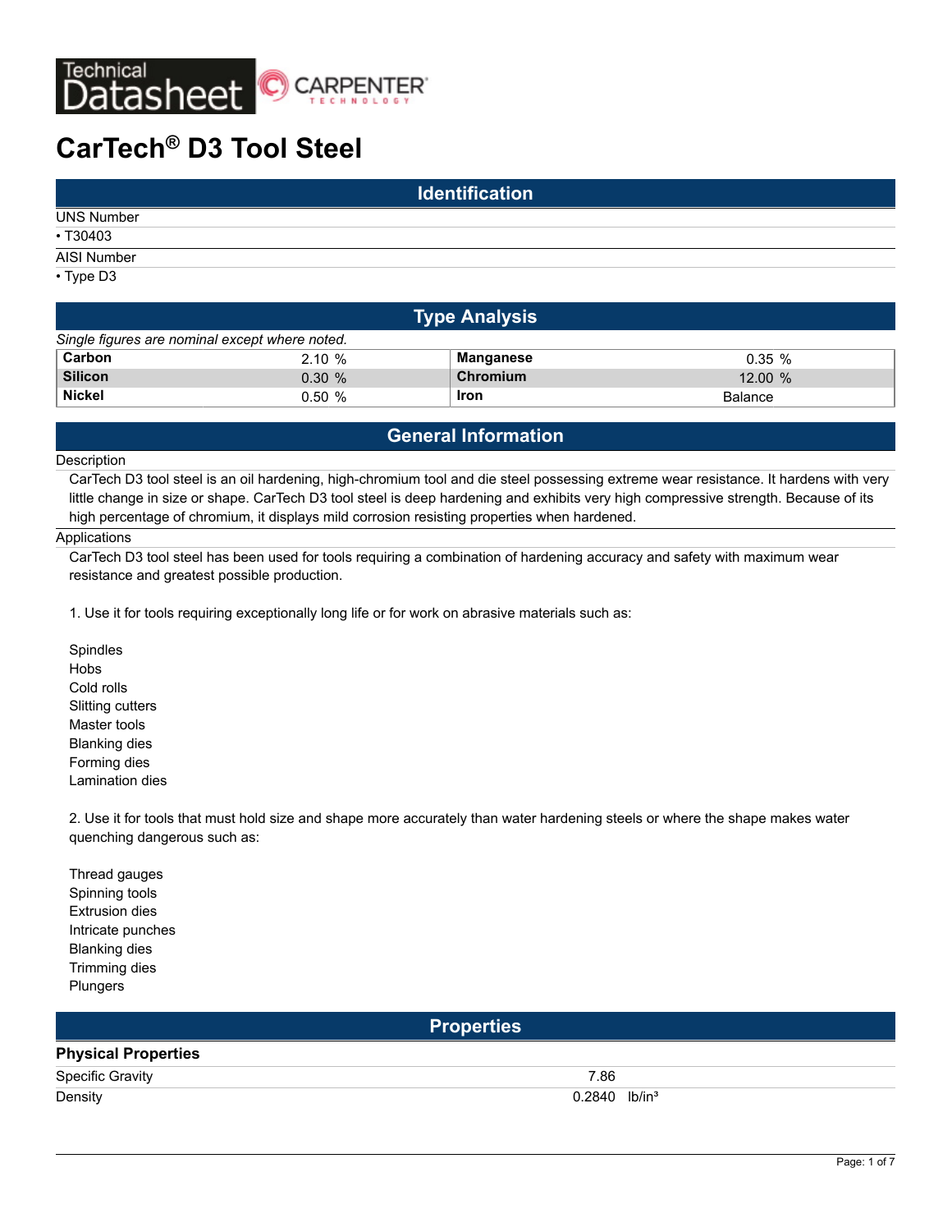Technical Datasheet CARPENTER TECHNOLOGY

# CarTech® D3 Tool Steel

## Identification

UNS Number

- T30403

AISI Number

- Type D3

## Type Analysis

*Single figures are nominal except where noted.*

| | | | |
|---|---|---|---|
| **Carbon** | 2.10 % | **Manganese** | 0.35 % |
| **Silicon** | 0.30 % | **Chromium** | 12.00 % |
| **Nickel** | 0.50 % | **Iron** | Balance |

## General Information

Description

CarTech D3 tool steel is an oil hardening, high-chromium tool and die steel possessing extreme wear resistance. It hardens with very little change in size or shape. CarTech D3 tool steel is deep hardening and exhibits very high compressive strength. Because of its high percentage of chromium, it displays mild corrosion resisting properties when hardened.

Applications

CarTech D3 tool steel has been used for tools requiring a combination of hardening accuracy and safety with maximum wear resistance and greatest possible production.

1. Use it for tools requiring exceptionally long life or for work on abrasive materials such as:

Spindles
Hobs
Cold rolls
Slitting cutters
Master tools
Blanking dies
Forming dies
Lamination dies

2. Use it for tools that must hold size and shape more accurately than water hardening steels or where the shape makes water quenching dangerous such as:

Thread gauges
Spinning tools
Extrusion dies
Intricate punches
Blanking dies
Trimming dies
Plungers

## Properties

### Physical Properties

| | |
|---|---|
| Specific Gravity | 7.86 |
| Density | 0.2840 lb/in³ |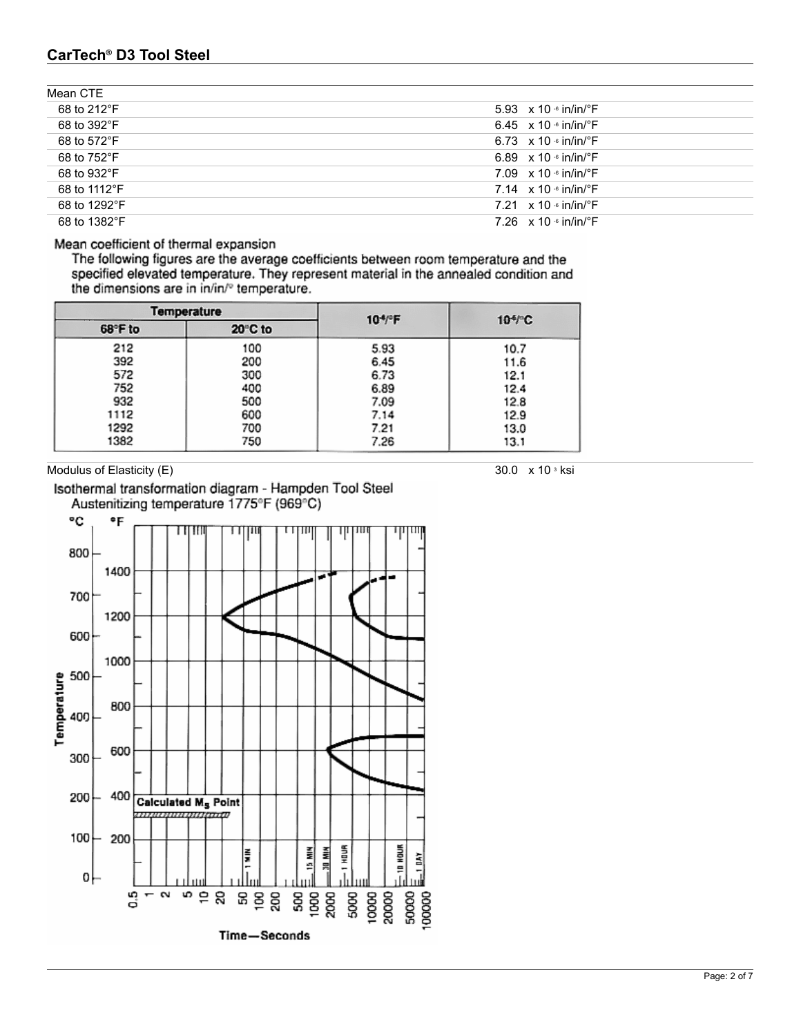| Mean CTE | |
|---|---|
| 68 to 212°F | 5.93 x $10^{-6}$ in/in/°F |
| 68 to 392°F | 6.45 x $10^{-6}$ in/in/°F |
| 68 to 572°F | 6.73 x $10^{-6}$ in/in/°F |
| 68 to 752°F | 6.89 x $10^{-6}$ in/in/°F |
| 68 to 932°F | 7.09 x $10^{-6}$ in/in/°F |
| 68 to 1112°F | 7.14 x $10^{-6}$ in/in/°F |
| 68 to 1292°F | 7.21 x $10^{-6}$ in/in/°F |
| 68 to 1382°F | 7.26 x $10^{-6}$ in/in/°F |

Mean coefficient of thermal expansion

The following figures are the average coefficients between room temperature and the specified elevated temperature. They represent material in the annealed condition and the dimensions are in in/in/° temperature.

| Temperature | | $10^{-6}$/°F | $10^{-6}$/°C |
|---|---|---|---|
| 68°F to | 20°C to | | |
| 212 | 100 | 5.93 | 10.7 |
| 392 | 200 | 6.45 | 11.6 |
| 572 | 300 | 6.73 | 12.1 |
| 752 | 400 | 6.89 | 12.4 |
| 932 | 500 | 7.09 | 12.8 |
| 1112 | 600 | 7.14 | 12.9 |
| 1292 | 700 | 7.21 | 13.0 |
| 1382 | 750 | 7.26 | 13.1 |

| Modulus of Elasticity (E) | 30.0 x $10^{3}$ ksi |
|---|---|

Isothermal transformation diagram - Hampden Tool Steel

Austenitizing temperature 1775°F (969°C)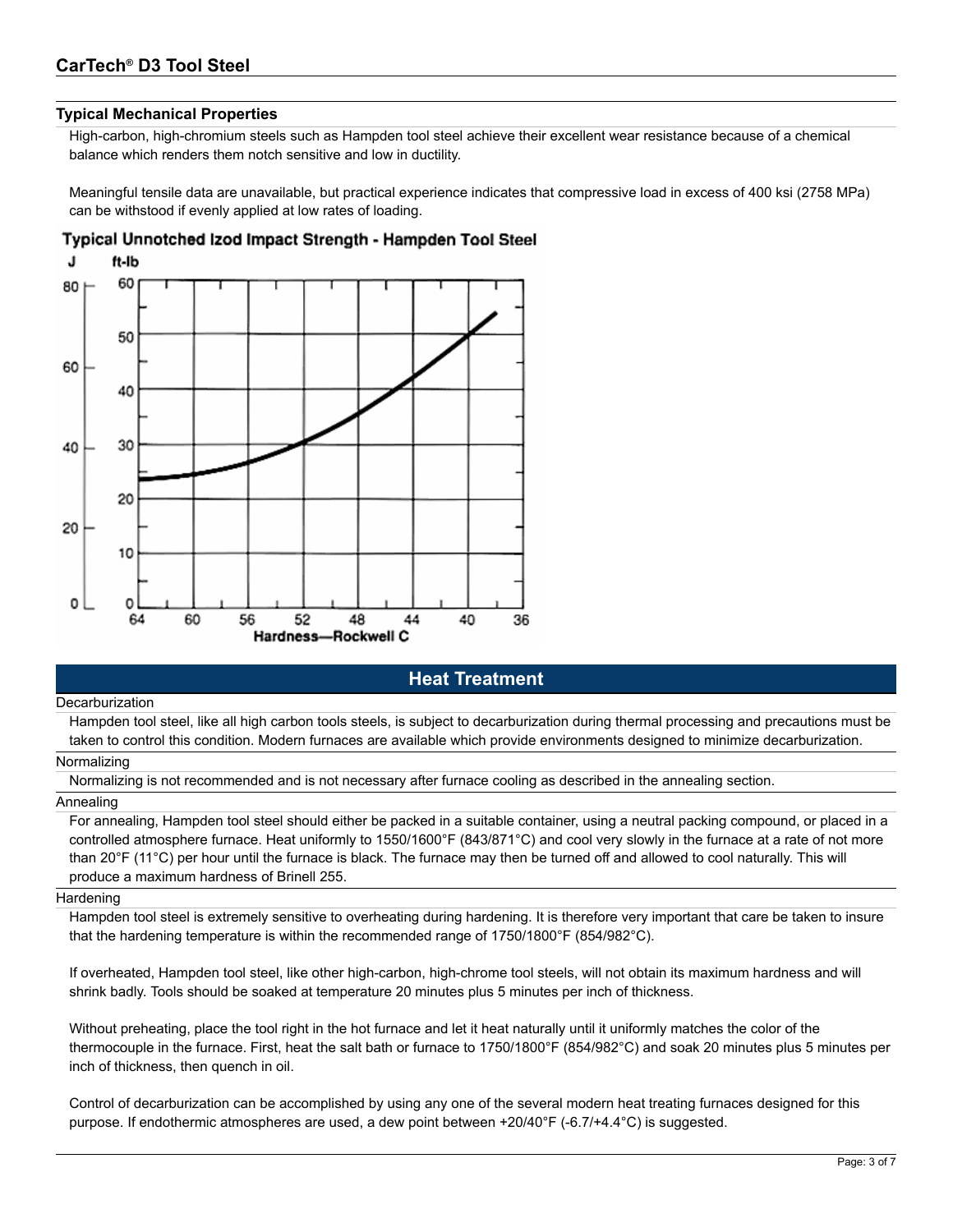## Typical Mechanical Properties

High-carbon, high-chromium steels such as Hampden tool steel achieve their excellent wear resistance because of a chemical balance which renders them notch sensitive and low in ductility.

Meaningful tensile data are unavailable, but practical experience indicates that compressive load in excess of 400 ksi (2758 MPa) can be withstood if evenly applied at low rates of loading.

**Typical Unnotched Izod Impact Strength - Hampden Tool Steel**

# Heat Treatment

### Decarburization

Hampden tool steel, like all high carbon tools steels, is subject to decarburization during thermal processing and precautions must be taken to control this condition. Modern furnaces are available which provide environments designed to minimize decarburization.

### Normalizing

Normalizing is not recommended and is not necessary after furnace cooling as described in the annealing section.

### Annealing

For annealing, Hampden tool steel should either be packed in a suitable container, using a neutral packing compound, or placed in a controlled atmosphere furnace. Heat uniformly to 1550/1600°F (843/871°C) and cool very slowly in the furnace at a rate of not more than 20°F (11°C) per hour until the furnace is black. The furnace may then be turned off and allowed to cool naturally. This will produce a maximum hardness of Brinell 255.

### Hardening

Hampden tool steel is extremely sensitive to overheating during hardening. It is therefore very important that care be taken to insure that the hardening temperature is within the recommended range of 1750/1800°F (854/982°C).

If overheated, Hampden tool steel, like other high-carbon, high-chrome tool steels, will not obtain its maximum hardness and will shrink badly. Tools should be soaked at temperature 20 minutes plus 5 minutes per inch of thickness.

Without preheating, place the tool right in the hot furnace and let it heat naturally until it uniformly matches the color of the thermocouple in the furnace. First, heat the salt bath or furnace to 1750/1800°F (854/982°C) and soak 20 minutes plus 5 minutes per inch of thickness, then quench in oil.

Control of decarburization can be accomplished by using any one of the several modern heat treating furnaces designed for this purpose. If endothermic atmospheres are used, a dew point between +20/40°F (-6.7/+4.4°C) is suggested.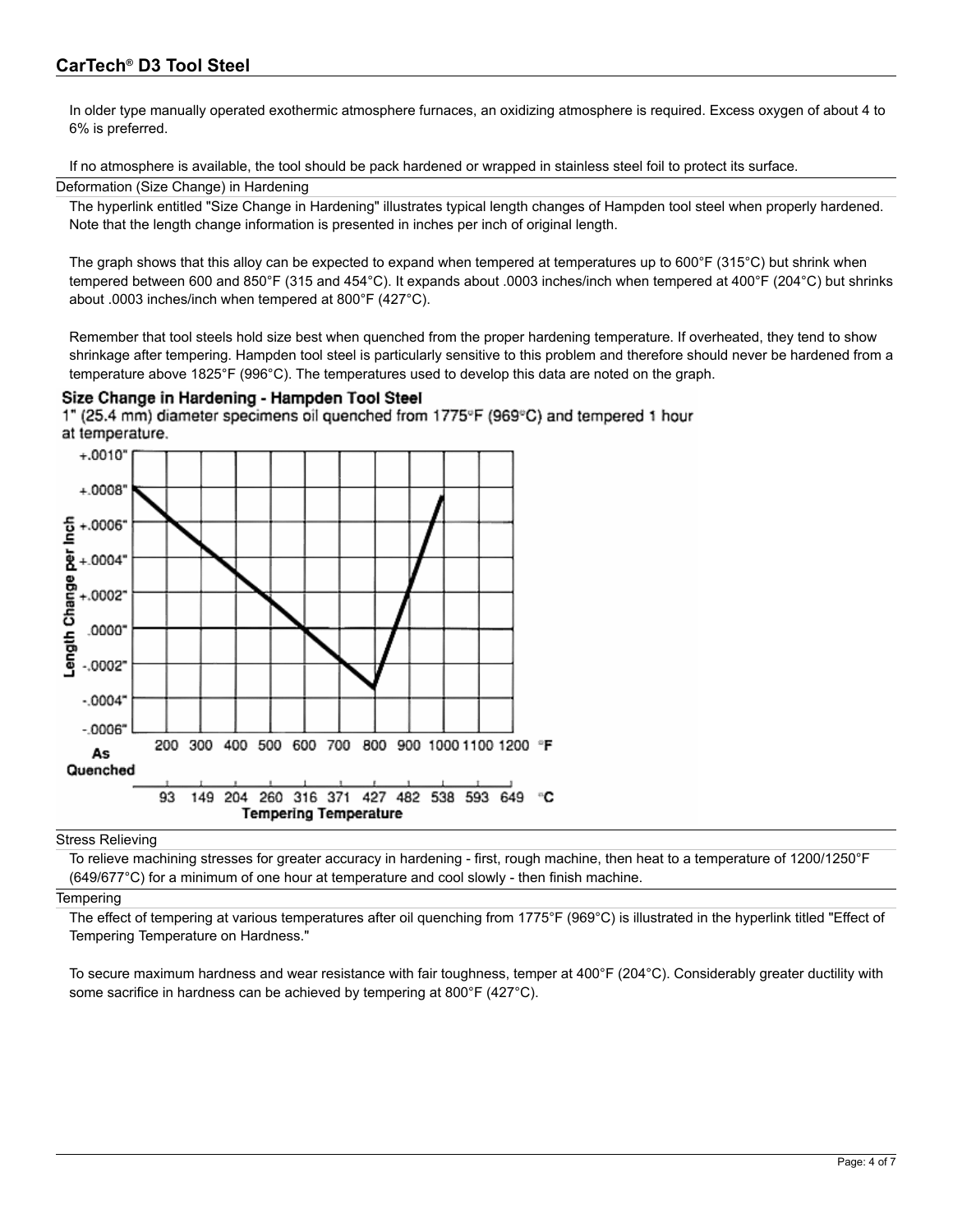In older type manually operated exothermic atmosphere furnaces, an oxidizing atmosphere is required. Excess oxygen of about 4 to 6% is preferred.

If no atmosphere is available, the tool should be pack hardened or wrapped in stainless steel foil to protect its surface.

## Deformation (Size Change) in Hardening

The hyperlink entitled "Size Change in Hardening" illustrates typical length changes of Hampden tool steel when properly hardened. Note that the length change information is presented in inches per inch of original length.

The graph shows that this alloy can be expected to expand when tempered at temperatures up to 600°F (315°C) but shrink when tempered between 600 and 850°F (315 and 454°C). It expands about .0003 inches/inch when tempered at 400°F (204°C) but shrinks about .0003 inches/inch when tempered at 800°F (427°C).

Remember that tool steels hold size best when quenched from the proper hardening temperature. If overheated, they tend to show shrinkage after tempering. Hampden tool steel is particularly sensitive to this problem and therefore should never be hardened from a temperature above 1825°F (996°C). The temperatures used to develop this data are noted on the graph.

**Size Change in Hardening - Hampden Tool Steel**

1" (25.4 mm) diameter specimens oil quenched from 1775°F (969°C) and tempered 1 hour at temperature.

## Stress Relieving

To relieve machining stresses for greater accuracy in hardening - first, rough machine, then heat to a temperature of 1200/1250°F (649/677°C) for a minimum of one hour at temperature and cool slowly - then finish machine.

## Tempering

The effect of tempering at various temperatures after oil quenching from 1775°F (969°C) is illustrated in the hyperlink titled "Effect of Tempering Temperature on Hardness."

To secure maximum hardness and wear resistance with fair toughness, temper at 400°F (204°C). Considerably greater ductility with some sacrifice in hardness can be achieved by tempering at 800°F (427°C).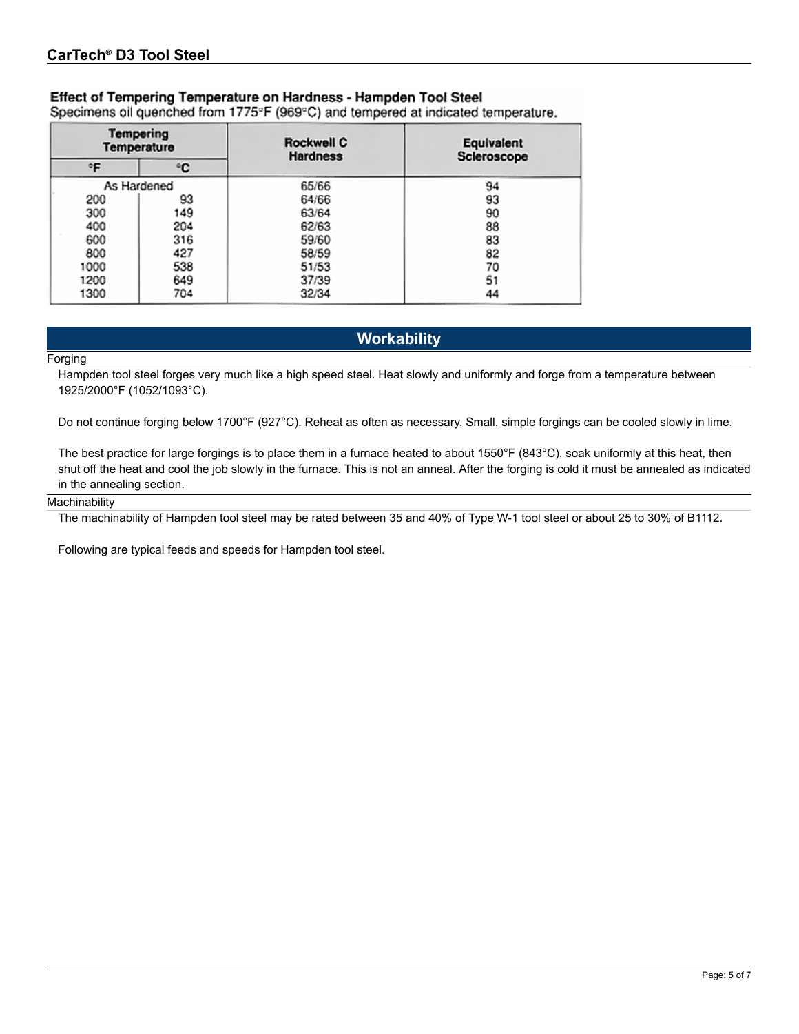**Effect of Tempering Temperature on Hardness - Hampden Tool Steel**
Specimens oil quenched from 1775°F (969°C) and tempered at indicated temperature.

| Tempering Temperature | | Rockwell C Hardness | Equivalent Scleroscope |
|---|---|---|---|
| °F | °C | | |
| As Hardened | | 65/66 | 94 |
| 200 | 93 | 64/66 | 93 |
| 300 | 149 | 63/64 | 90 |
| 400 | 204 | 62/63 | 88 |
| 600 | 316 | 59/60 | 83 |
| 800 | 427 | 58/59 | 82 |
| 1000 | 538 | 51/53 | 70 |
| 1200 | 649 | 37/39 | 51 |
| 1300 | 704 | 32/34 | 44 |

## Workability

### Forging

Hampden tool steel forges very much like a high speed steel. Heat slowly and uniformly and forge from a temperature between 1925/2000°F (1052/1093°C).

Do not continue forging below 1700°F (927°C). Reheat as often as necessary. Small, simple forgings can be cooled slowly in lime.

The best practice for large forgings is to place them in a furnace heated to about 1550°F (843°C), soak uniformly at this heat, then shut off the heat and cool the job slowly in the furnace. This is not an anneal. After the forging is cold it must be annealed as indicated in the annealing section.

### Machinability

The machinability of Hampden tool steel may be rated between 35 and 40% of Type W-1 tool steel or about 25 to 30% of B1112.

Following are typical feeds and speeds for Hampden tool steel.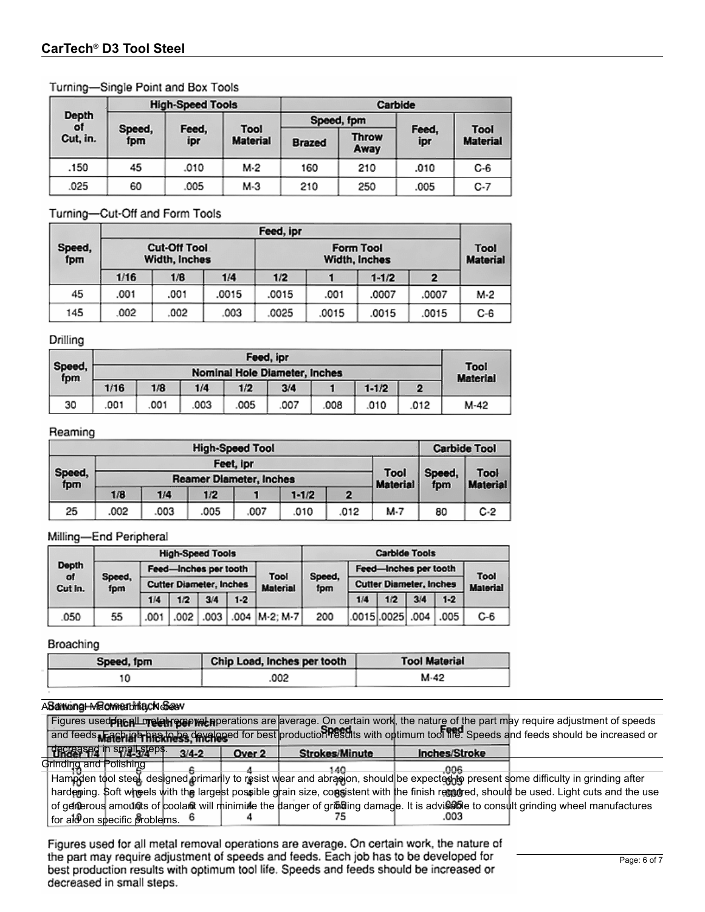## Turning—Single Point and Box Tools

| Depth of Cut, in. | High-Speed Tools | | | Carbide | | | |
|---|---|---|---|---|---|---|---|
| | Speed, fpm | Feed, ipr | Tool Material | Speed, fpm | | Feed, ipr | Tool Material |
| | | | | Brazed | Throw Away | | |
| .150 | 45 | .010 | M-2 | 160 | 210 | .010 | C-6 |
| .025 | 60 | .005 | M-3 | 210 | 250 | .005 | C-7 |

## Turning—Cut-Off and Form Tools

| Speed, fpm | Feed, ipr | | | | | | | Tool Material |
|---|---|---|---|---|---|---|---|---|
| | Cut-Off Tool Width, Inches | | | Form Tool Width, Inches | | | | |
| | 1/16 | 1/8 | 1/4 | 1/2 | 1 | 1-1/2 | 2 | |
| 45 | .001 | .001 | .0015 | .0015 | .001 | .0007 | .0007 | M-2 |
| 145 | .002 | .002 | .003 | .0025 | .0015 | .0015 | .0015 | C-6 |

## Drilling

| Speed, fpm | Feed, ipr | | | | | | | | Tool Material |
|---|---|---|---|---|---|---|---|---|---|
| | Nominal Hole Diameter, Inches | | | | | | | | |
| | 1/16 | 1/8 | 1/4 | 1/2 | 3/4 | 1 | 1-1/2 | 2 | |
| 30 | .001 | .001 | .003 | .005 | .007 | .008 | .010 | .012 | M-42 |

## Reaming

| High-Speed Tool | | | | | | | | Carbide Tool | |
|---|---|---|---|---|---|---|---|---|---|
| Speed, fpm | Feet, ipr | | | | | | Tool Material | Speed, fpm | Tool Material |
| | Reamer Diameter, Inches | | | | | | | | |
| | 1/8 | 1/4 | 1/2 | 1 | 1-1/2 | 2 | | | |
| 25 | .002 | .003 | .005 | .007 | .010 | .012 | M-7 | 80 | C-2 |

## Milling—End Peripheral

| Depth of Cut In. | High-Speed Tools | | | | | | Carbide Tools | | | | | |
|---|---|---|---|---|---|---|---|---|---|---|---|---|
| | Speed, fpm | Feed—Inches per tooth | | | | Tool Material | Speed, fpm | Feed—Inches per tooth | | | | Tool Material |
| | | Cutter Diameter, Inches | | | | | | Cutter Diameter, Inches | | | | |
| | | 1/4 | 1/2 | 3/4 | 1-2 | | | 1/4 | 1/2 | 3/4 | 1-2 | |
| .050 | 55 | .001 | .002 | .003 | .004 | M-2; M-7 | 200 | .0015 | .0025 | .004 | .005 | C-6 |

## Broaching

| Speed, fpm | Chip Load, Inches per tooth | Tool Material |
|---|---|---|
| 10 | .002 | M-42 |

## Sawing—Power Hack Saw

| Pitch—Teeth per inch | | | | Speed | Feed |
|---|---|---|---|---|---|
| Material Thickness, Inches | | | | | |
| Under 1/4 | 1/4-3/4 | 3/4-2 | Over 2 | Strokes/Minute | Inches/Stroke |
| 10 | 6 | 6 | 4 | 140 | .006 |
| 10 | 6 | 6 | 4 | 70 | .003 |
| 10 | 10 | 6 | 4 | 85 | .003 |
| 10 | 10 | 6 | 4 | 55 | .005 |
| 10 | 8 | 6 | 4 | 75 | .003 |

Figures used for all metal removal operations are average. On certain work, the nature of the part may require adjustment of speeds and feeds. Each job has to be developed for best production results with optimum tool life. Speeds and feeds should be increased or decreased in small steps.

### Additional Machinability Notes

Figures used for all metal removal operations are average. On certain work, the nature of the part may require adjustment of speeds and feeds. Each job has to be developed for best production results with optimum tool life. Speeds and feeds should be increased or decreased in small steps.

### Grinding and Polishing

Hampden tool steel, designed primarily to resist wear and abrasion, should be expected to present some difficulty in grinding after hardening. Soft wheels with the largest possible grain size, consistent with the finish required, should be used. Light cuts and the use of generous amounts of coolant will minimize the danger of grinding damage. It is advisable to consult grinding wheel manufactures for aid on specific problems.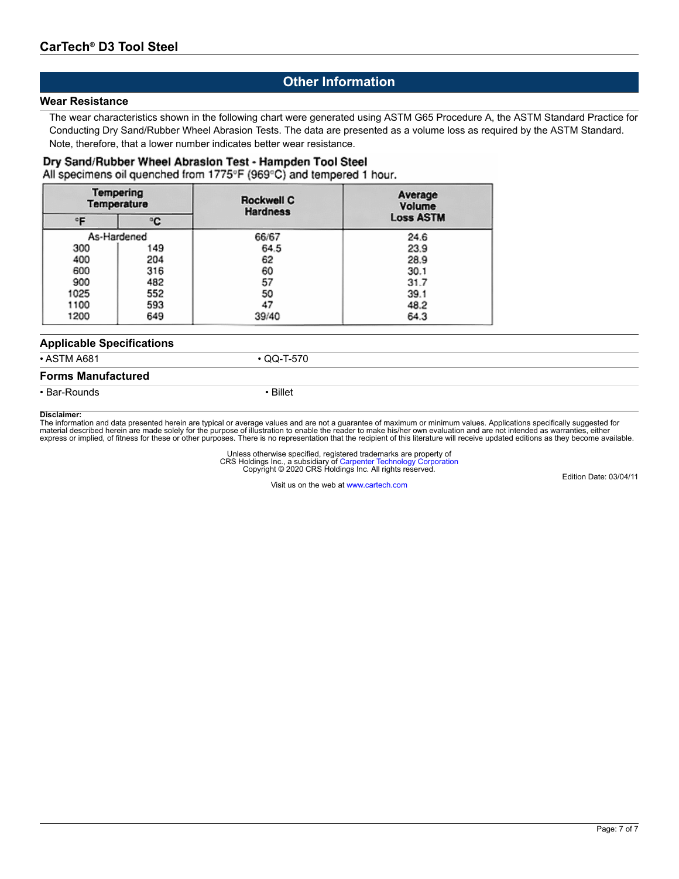## Other Information

### Wear Resistance

The wear characteristics shown in the following chart were generated using ASTM G65 Procedure A, the ASTM Standard Practice for Conducting Dry Sand/Rubber Wheel Abrasion Tests. The data are presented as a volume loss as required by the ASTM Standard. Note, therefore, that a lower number indicates better wear resistance.

**Dry Sand/Rubber Wheel Abrasion Test - Hampden Tool Steel**

All specimens oil quenched from 1775°F (969°C) and tempered 1 hour.

| Tempering Temperature | | Rockwell C Hardness | Average Volume Loss ASTM |
|---|---|---|---|
| °F | °C | | |
| As-Hardened | | 66/67 | 24.6 |
| 300 | 149 | 64.5 | 23.9 |
| 400 | 204 | 62 | 28.9 |
| 600 | 316 | 60 | 30.1 |
| 900 | 482 | 57 | 31.7 |
| 1025 | 552 | 50 | 39.1 |
| 1100 | 593 | 47 | 48.2 |
| 1200 | 649 | 39/40 | 64.3 |

### Applicable Specifications

- ASTM A681
- QQ-T-570

### Forms Manufactured

- Bar-Rounds
- Billet

**Disclaimer:**
The information and data presented herein are typical or average values and are not a guarantee of maximum or minimum values. Applications specifically suggested for material described herein are made solely for the purpose of illustration to enable the reader to make his/her own evaluation and are not intended as warranties, either express or implied, of fitness for these or other purposes. There is no representation that the recipient of this literature will receive updated editions as they become available.

Unless otherwise specified, registered trademarks are property of CRS Holdings Inc., a subsidiary of Carpenter Technology Corporation
Copyright © 2020 CRS Holdings Inc. All rights reserved.

Edition Date: 03/04/11

Visit us on the web at www.cartech.com